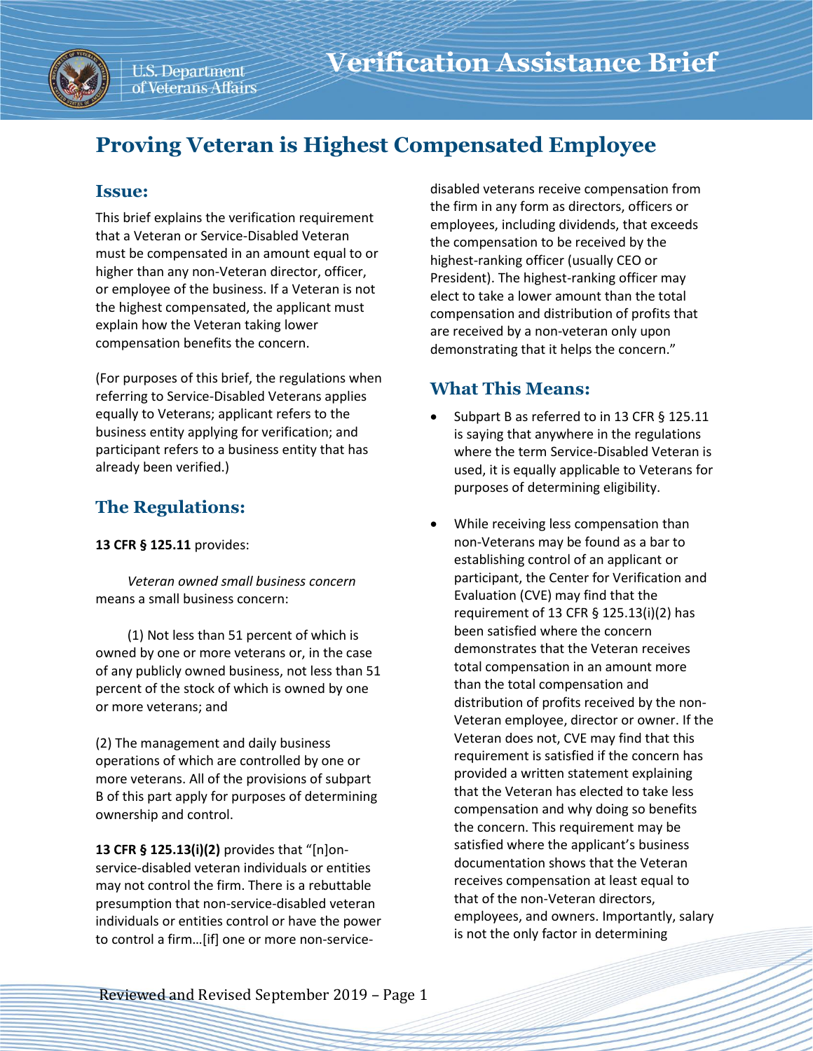# Verification Assistance Brief

U.S. Department of Veterans Affairs

## Proving Veteran is Highest Compensated Employee

### Issue:

This brief explains the verification requirement that a Veteran or Service-Disabled Veteran must be compensated in an amount equal to or higher than any non-Veteran director, officer, or employee of the business. If a Veteran is not the highest compensated, the applicant must explain how the Veteran taking lower compensation benefits the concern.

(For purposes of this brief, the regulations when referring to Service-Disabled Veterans applies equally to Veterans; applicant refers to the business entity applying for verification; and participant refers to a business entity that has already been verified.)

### The Regulations:

**13 CFR § 125.11** provides:

*Veteran owned small business concern* means a small business concern:

(1) Not less than 51 percent of which is owned by one or more veterans or, in the case of any publicly owned business, not less than 51 percent of the stock of which is owned by one or more veterans; and

(2) The management and daily business operations of which are controlled by one or more veterans. All of the provisions of subpart B of this part apply for purposes of determining ownership and control.

**13 CFR § 125.13(i)(2)** provides that "[n]on-service-disabled veteran individuals or entities may not control the firm. There is a rebuttable presumption that non-service-disabled veteran individuals or entities control or have the power to control a firm…[if] one or more non-service-disabled veterans receive compensation from the firm in any form as directors, officers or employees, including dividends, that exceeds the compensation to be received by the highest-ranking officer (usually CEO or President). The highest-ranking officer may elect to take a lower amount than the total compensation and distribution of profits that are received by a non-veteran only upon demonstrating that it helps the concern."

### What This Means:

- Subpart B as referred to in 13 CFR § 125.11 is saying that anywhere in the regulations where the term Service-Disabled Veteran is used, it is equally applicable to Veterans for purposes of determining eligibility.

- While receiving less compensation than non-Veterans may be found as a bar to establishing control of an applicant or participant, the Center for Verification and Evaluation (CVE) may find that the requirement of 13 CFR § 125.13(i)(2) has been satisfied where the concern demonstrates that the Veteran receives total compensation in an amount more than the total compensation and distribution of profits received by the non-Veteran employee, director or owner. If the Veteran does not, CVE may find that this requirement is satisfied if the concern has provided a written statement explaining that the Veteran has elected to take less compensation and why doing so benefits the concern. This requirement may be satisfied where the applicant's business documentation shows that the Veteran receives compensation at least equal to that of the non-Veteran directors, employees, and owners. Importantly, salary is not the only factor in determining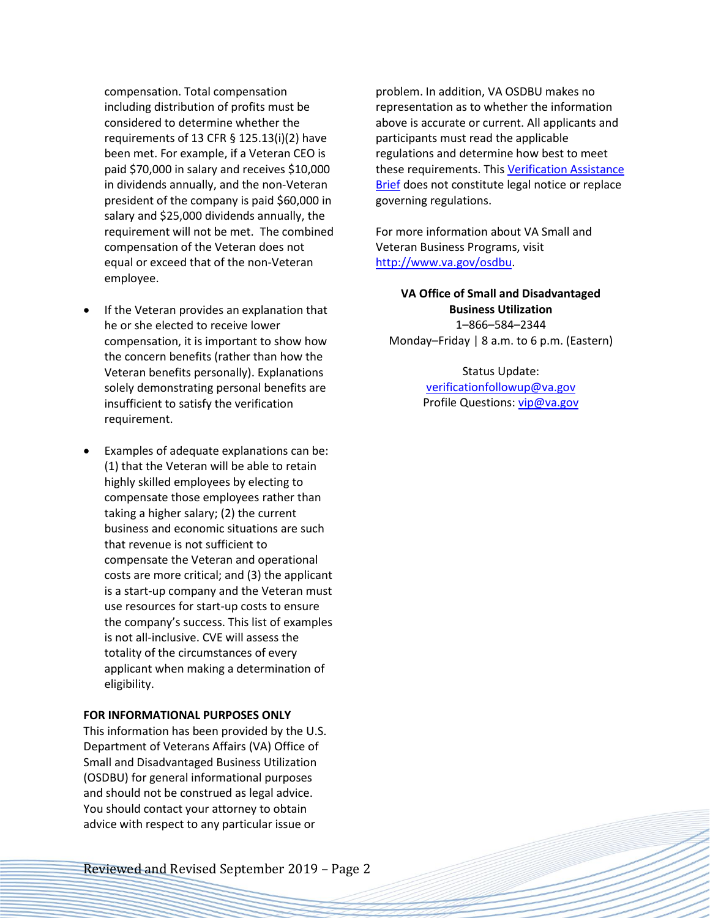compensation. Total compensation including distribution of profits must be considered to determine whether the requirements of 13 CFR § 125.13(i)(2) have been met. For example, if a Veteran CEO is paid $70,000 in salary and receives $10,000 in dividends annually, and the non-Veteran president of the company is paid $60,000 in salary and $25,000 dividends annually, the requirement will not be met. The combined compensation of the Veteran does not equal or exceed that of the non-Veteran employee.

- If the Veteran provides an explanation that he or she elected to receive lower compensation, it is important to show how the concern benefits (rather than how the Veteran benefits personally). Explanations solely demonstrating personal benefits are insufficient to satisfy the verification requirement.

- Examples of adequate explanations can be: (1) that the Veteran will be able to retain highly skilled employees by electing to compensate those employees rather than taking a higher salary; (2) the current business and economic situations are such that revenue is not sufficient to compensate the Veteran and operational costs are more critical; and (3) the applicant is a start-up company and the Veteran must use resources for start-up costs to ensure the company's success. This list of examples is not all-inclusive. CVE will assess the totality of the circumstances of every applicant when making a determination of eligibility.

**FOR INFORMATIONAL PURPOSES ONLY**

This information has been provided by the U.S. Department of Veterans Affairs (VA) Office of Small and Disadvantaged Business Utilization (OSDBU) for general informational purposes and should not be construed as legal advice. You should contact your attorney to obtain advice with respect to any particular issue or problem. In addition, VA OSDBU makes no representation as to whether the information above is accurate or current. All applicants and participants must read the applicable regulations and determine how best to meet these requirements. This [Verification Assistance Brief] does not constitute legal notice or replace governing regulations.

For more information about VA Small and Veteran Business Programs, visit http://www.va.gov/osdbu.

**VA Office of Small and Disadvantaged Business Utilization**
1–866–584–2344
Monday–Friday | 8 a.m. to 6 p.m. (Eastern)

Status Update: verificationfollowup@va.gov
Profile Questions: vip@va.gov